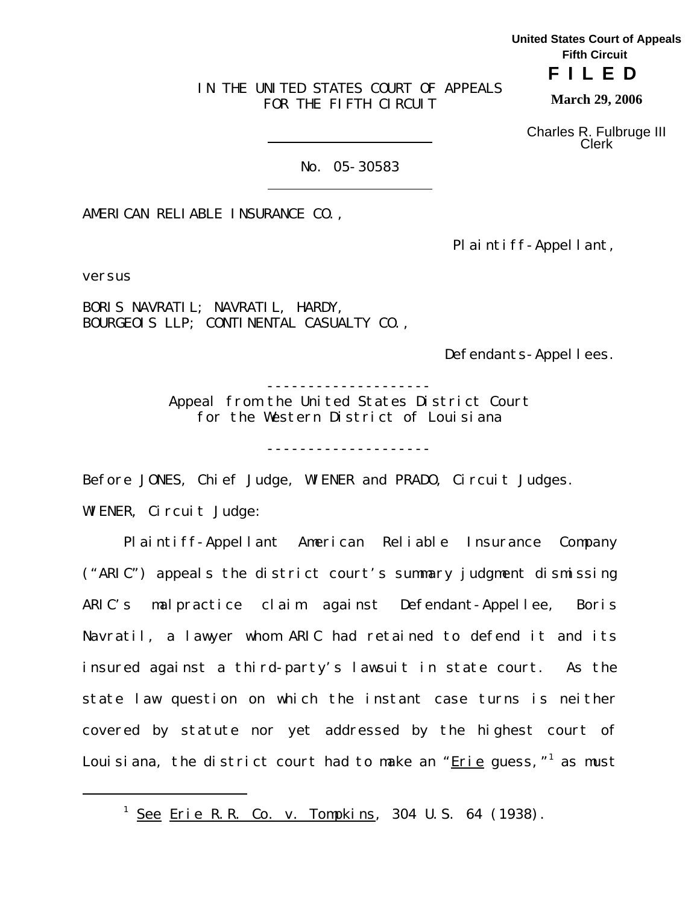United States Court of Appeals
Fifth Circuit

**F I L E D**

**March 29, 2006**

Charles R. Fulbruge III
Clerk

IN THE UNITED STATES COURT OF APPEALS
FOR THE FIFTH CIRCUIT

---

No. 05-30583

---

AMERICAN RELIABLE INSURANCE CO.,

Plaintiff-Appellant,

versus

BORIS NAVRATIL; NAVRATIL, HARDY, BOURGEOIS LLP; CONTINENTAL CASUALTY CO.,

Defendants-Appellees.

--------------------

Appeal from the United States District Court
for the Western District of Louisiana

--------------------

Before JONES, Chief Judge, WIENER and PRADO, Circuit Judges.

WIENER, Circuit Judge:

Plaintiff-Appellant American Reliable Insurance Company ("ARIC") appeals the district court's summary judgment dismissing ARIC's malpractice claim against Defendant-Appellee, Boris Navratil, a lawyer whom ARIC had retained to defend it and its insured against a third-party's lawsuit in state court. As the state law question on which the instant case turns is neither covered by statute nor yet addressed by the highest court of Louisiana, the district court had to make an "Erie guess,"[1] as must

---

[1] See Erie R.R. Co. v. Tompkins, 304 U.S. 64 (1938).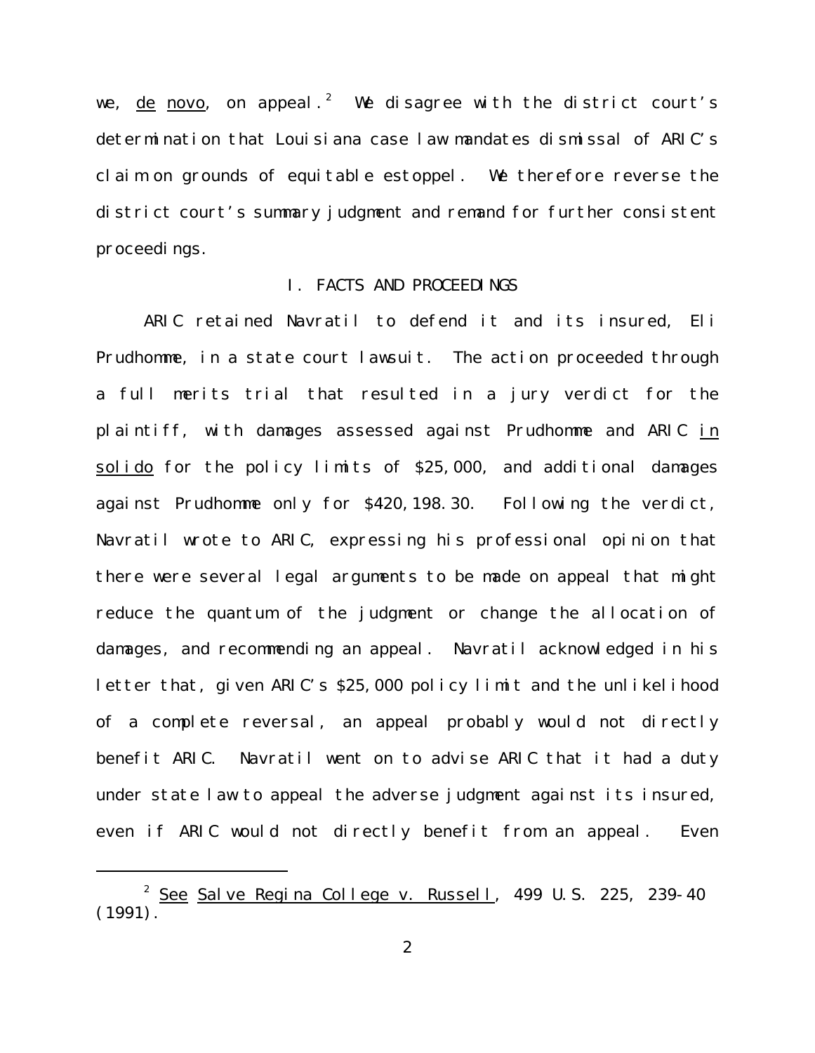we, de novo, on appeal.[2] We disagree with the district court's determination that Louisiana case law mandates dismissal of ARIC's claim on grounds of equitable estoppel. We therefore reverse the district court's summary judgment and remand for further consistent proceedings.

## I. FACTS AND PROCEEDINGS

ARIC retained Navratil to defend it and its insured, Eli Prudhomme, in a state court lawsuit. The action proceeded through a full merits trial that resulted in a jury verdict for the plaintiff, with damages assessed against Prudhomme and ARIC in solido for the policy limits of $25,000, and additional damages against Prudhomme only for $420,198.30. Following the verdict, Navratil wrote to ARIC, expressing his professional opinion that there were several legal arguments to be made on appeal that might reduce the quantum of the judgment or change the allocation of damages, and recommending an appeal. Navratil acknowledged in his letter that, given ARIC's $25,000 policy limit and the unlikelihood of a complete reversal, an appeal probably would not directly benefit ARIC. Navratil went on to advise ARIC that it had a duty under state law to appeal the adverse judgment against its insured, even if ARIC would not directly benefit from an appeal. Even

---

[2] See Salve Regina College v. Russell, 499 U.S. 225, 239-40 (1991).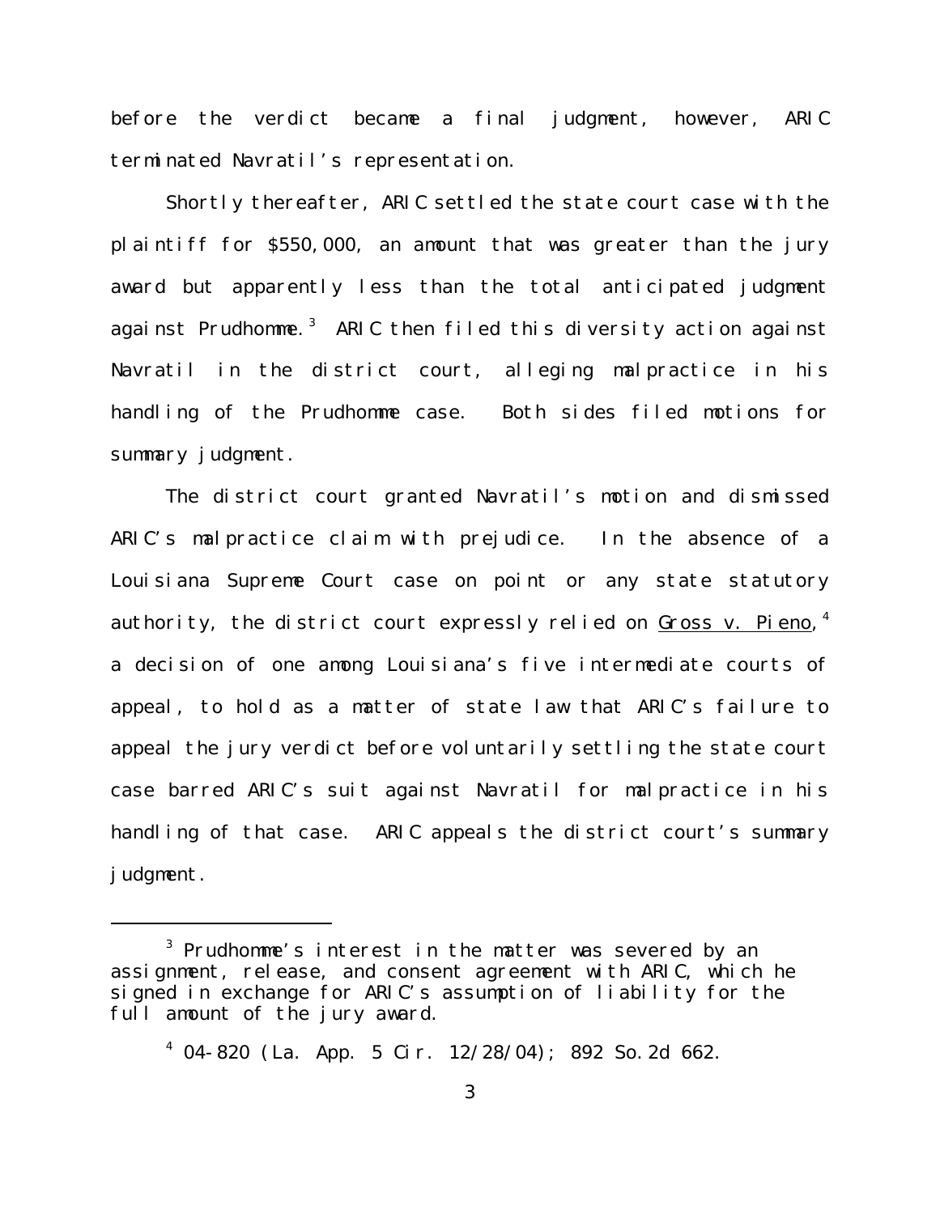before the verdict became a final judgment, however, ARIC terminated Navratil's representation.

Shortly thereafter, ARIC settled the state court case with the plaintiff for $550,000, an amount that was greater than the jury award but apparently less than the total anticipated judgment against Prudhomme.[3] ARIC then filed this diversity action against Navratil in the district court, alleging malpractice in his handling of the Prudhomme case. Both sides filed motions for summary judgment.

The district court granted Navratil's motion and dismissed ARIC's malpractice claim with prejudice. In the absence of a Louisiana Supreme Court case on point or any state statutory authority, the district court expressly relied on Gross v. Pieno,[4] a decision of one among Louisiana's five intermediate courts of appeal, to hold as a matter of state law that ARIC's failure to appeal the jury verdict before voluntarily settling the state court case barred ARIC's suit against Navratil for malpractice in his handling of that case. ARIC appeals the district court's summary judgment.

---

[3] Prudhomme's interest in the matter was severed by an assignment, release, and consent agreement with ARIC, which he signed in exchange for ARIC's assumption of liability for the full amount of the jury award.

[4] 04-820 (La. App. 5 Cir. 12/28/04); 892 So.2d 662.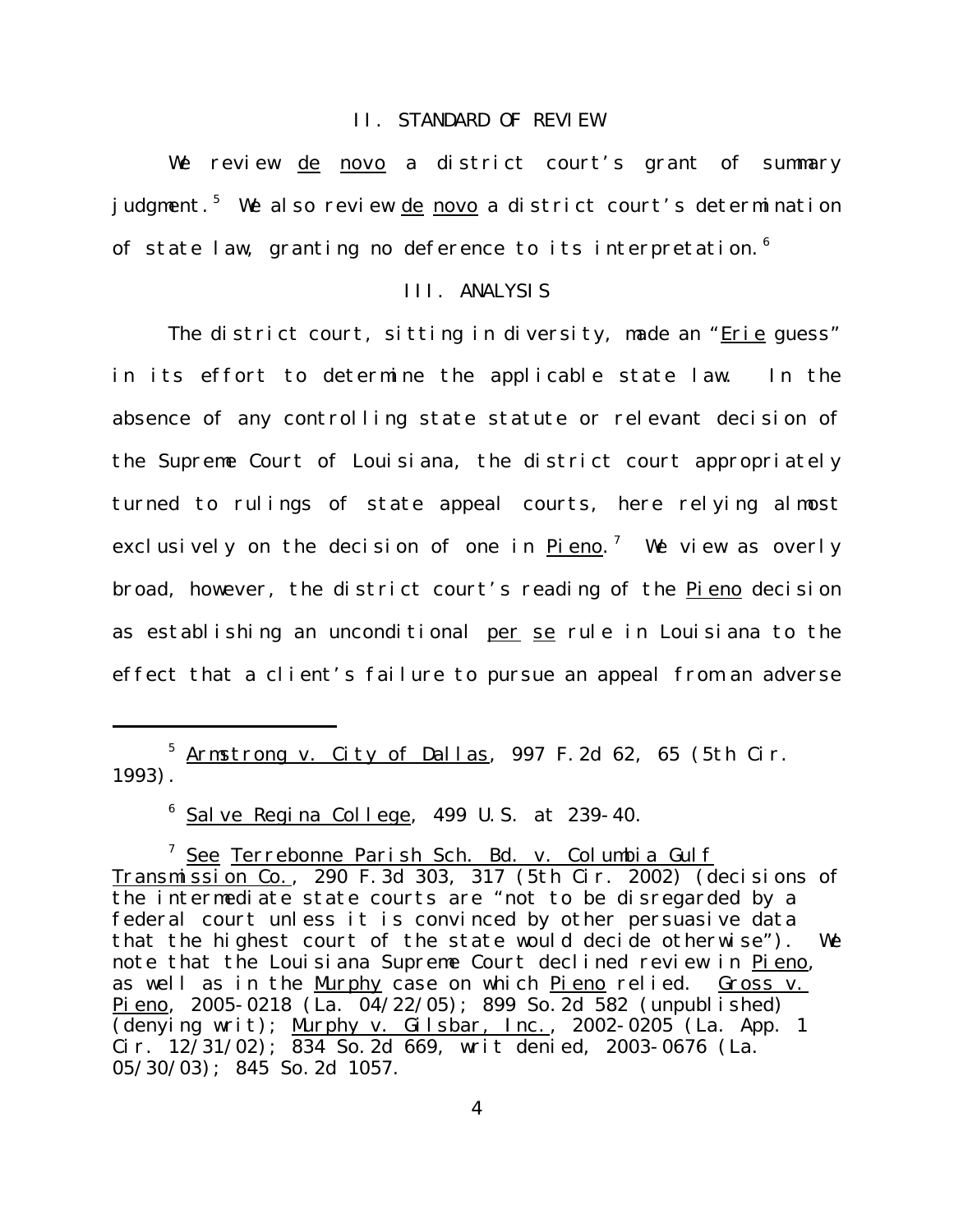## II. STANDARD OF REVIEW

We review _de novo_ a district court's grant of summary judgment.[5] We also review _de novo_ a district court's determination of state law, granting no deference to its interpretation.[6]

## III. ANALYSIS

The district court, sitting in diversity, made an "_Erie_ guess" in its effort to determine the applicable state law. In the absence of any controlling state statute or relevant decision of the Supreme Court of Louisiana, the district court appropriately turned to rulings of state appeal courts, here relying almost exclusively on the decision of one in _Pieno_.[7] We view as overly broad, however, the district court's reading of the _Pieno_ decision as establishing an unconditional _per se_ rule in Louisiana to the effect that a client's failure to pursue an appeal from an adverse

---

[5] _Armstrong v. City of Dallas_, 997 F.2d 62, 65 (5th Cir. 1993).

[6] _Salve Regina College_, 499 U.S. at 239-40.

[7] _See_ _Terrebonne Parish Sch. Bd. v. Columbia Gulf Transmission Co._, 290 F.3d 303, 317 (5th Cir. 2002) (decisions of the intermediate state courts are "not to be disregarded by a federal court unless it is convinced by other persuasive data that the highest court of the state would decide otherwise"). We note that the Louisiana Supreme Court declined review in _Pieno_, as well as in the _Murphy_ case on which _Pieno_ relied. _Gross v. Pieno_, 2005-0218 (La. 04/22/05); 899 So.2d 582 (unpublished) (denying writ); _Murphy v. Gilsbar, Inc._, 2002-0205 (La. App. 1 Cir. 12/31/02); 834 So.2d 669, writ denied, 2003-0676 (La. 05/30/03); 845 So.2d 1057.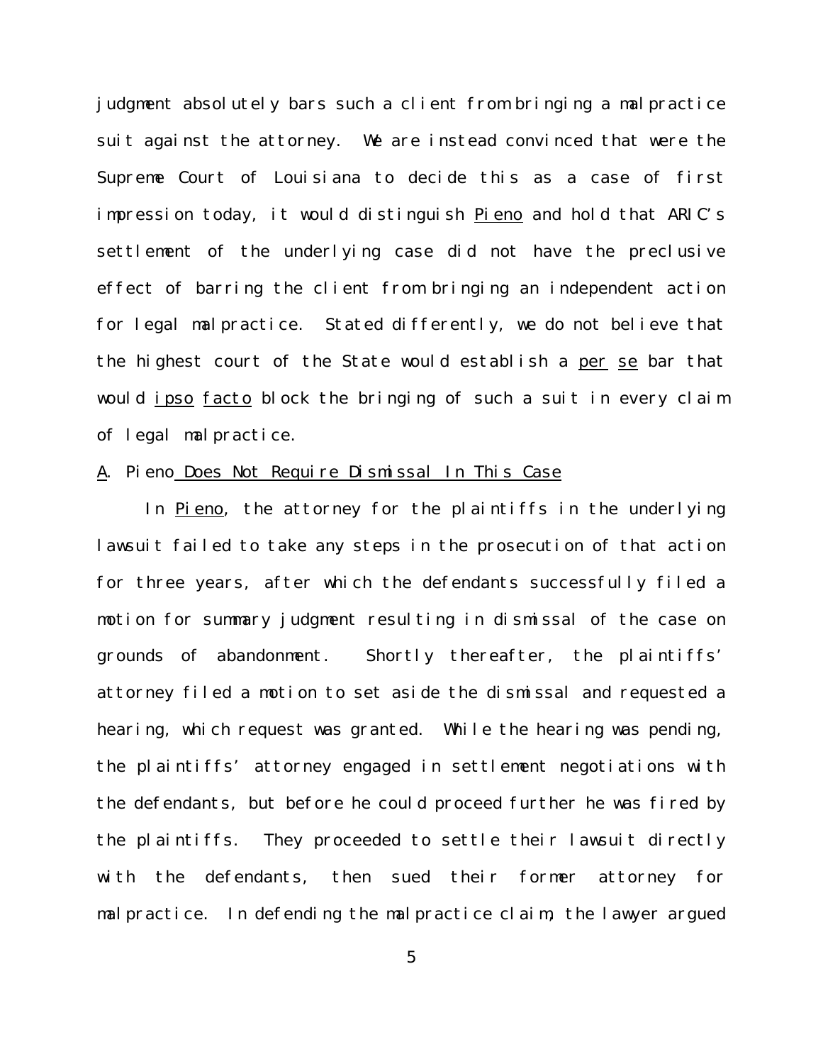judgment absolutely bars such a client from bringing a malpractice suit against the attorney. We are instead convinced that were the Supreme Court of Louisiana to decide this as a case of first impression today, it would distinguish *Pieno* and hold that ARIC's settlement of the underlying case did not have the preclusive effect of barring the client from bringing an independent action for legal malpractice. Stated differently, we do not believe that the highest court of the State would establish a *per se* bar that would *ipso facto* block the bringing of such a suit in every claim of legal malpractice.

### A. *Pieno* Does Not Require Dismissal In This Case

In *Pieno*, the attorney for the plaintiffs in the underlying lawsuit failed to take any steps in the prosecution of that action for three years, after which the defendants successfully filed a motion for summary judgment resulting in dismissal of the case on grounds of abandonment. Shortly thereafter, the plaintiffs' attorney filed a motion to set aside the dismissal and requested a hearing, which request was granted. While the hearing was pending, the plaintiffs' attorney engaged in settlement negotiations with the defendants, but before he could proceed further he was fired by the plaintiffs. They proceeded to settle their lawsuit directly with the defendants, then sued their former attorney for malpractice. In defending the malpractice claim, the lawyer argued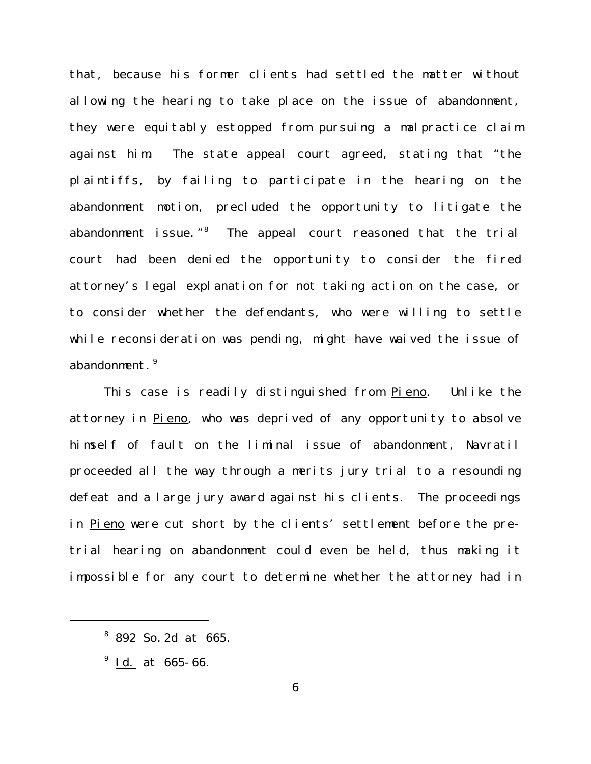that, because his former clients had settled the matter without allowing the hearing to take place on the issue of abandonment, they were equitably estopped from pursuing a malpractice claim against him. The state appeal court agreed, stating that "the plaintiffs, by failing to participate in the hearing on the abandonment motion, precluded the opportunity to litigate the abandonment issue."[8] The appeal court reasoned that the trial court had been denied the opportunity to consider the fired attorney's legal explanation for not taking action on the case, or to consider whether the defendants, who were willing to settle while reconsideration was pending, might have waived the issue of abandonment.[9]

This case is readily distinguished from Pieno. Unlike the attorney in Pieno, who was deprived of any opportunity to absolve himself of fault on the liminal issue of abandonment, Navratil proceeded all the way through a merits jury trial to a resounding defeat and a large jury award against his clients. The proceedings in Pieno were cut short by the clients' settlement before the pre-trial hearing on abandonment could even be held, thus making it impossible for any court to determine whether the attorney had in

---

[8] 892 So.2d at 665.

[9] Id. at 665-66.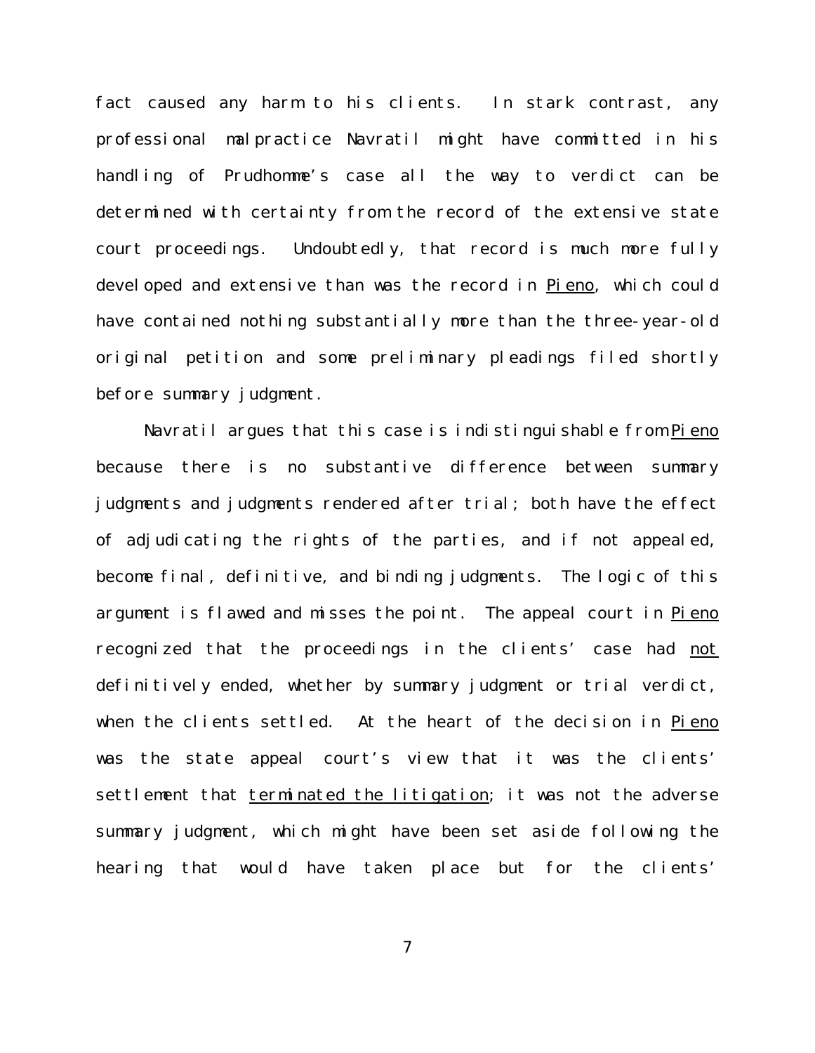fact caused any harm to his clients. In stark contrast, any professional malpractice Navratil might have committed in his handling of Prudhomme's case all the way to verdict can be determined with certainty from the record of the extensive state court proceedings. Undoubtedly, that record is much more fully developed and extensive than was the record in Pieno, which could have contained nothing substantially more than the three-year-old original petition and some preliminary pleadings filed shortly before summary judgment.

Navratil argues that this case is indistinguishable from Pieno because there is no substantive difference between summary judgments and judgments rendered after trial; both have the effect of adjudicating the rights of the parties, and if not appealed, become final, definitive, and binding judgments. The logic of this argument is flawed and misses the point. The appeal court in Pieno recognized that the proceedings in the clients' case had not definitively ended, whether by summary judgment or trial verdict, when the clients settled. At the heart of the decision in Pieno was the state appeal court's view that it was the clients' settlement that terminated the litigation; it was not the adverse summary judgment, which might have been set aside following the hearing that would have taken place but for the clients'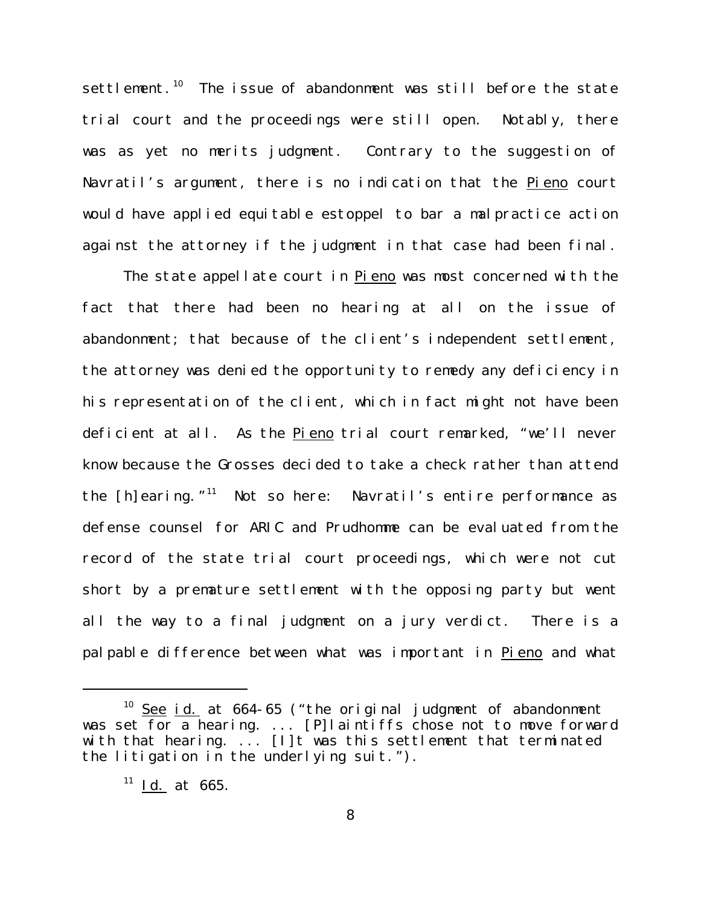settlement.[10] The issue of abandonment was still before the state trial court and the proceedings were still open. Notably, there was as yet no merits judgment. Contrary to the suggestion of Navratil's argument, there is no indication that the Pieno court would have applied equitable estoppel to bar a malpractice action against the attorney if the judgment in that case had been final.

The state appellate court in Pieno was most concerned with the fact that there had been no hearing at all on the issue of abandonment; that because of the client's independent settlement, the attorney was denied the opportunity to remedy any deficiency in his representation of the client, which in fact might not have been deficient at all. As the Pieno trial court remarked, "we'll never know because the Grosses decided to take a check rather than attend the [h]earing."[11] Not so here: Navratil's entire performance as defense counsel for ARIC and Prudhomme can be evaluated from the record of the state trial court proceedings, which were not cut short by a premature settlement with the opposing party but went all the way to a final judgment on a jury verdict. There is a palpable difference between what was important in Pieno and what

---

[10] See id. at 664-65 ("the original judgment of abandonment was set for a hearing. ... [P]laintiffs chose not to move forward with that hearing. ... [I]t was this settlement that terminated the litigation in the underlying suit.").

[11] Id. at 665.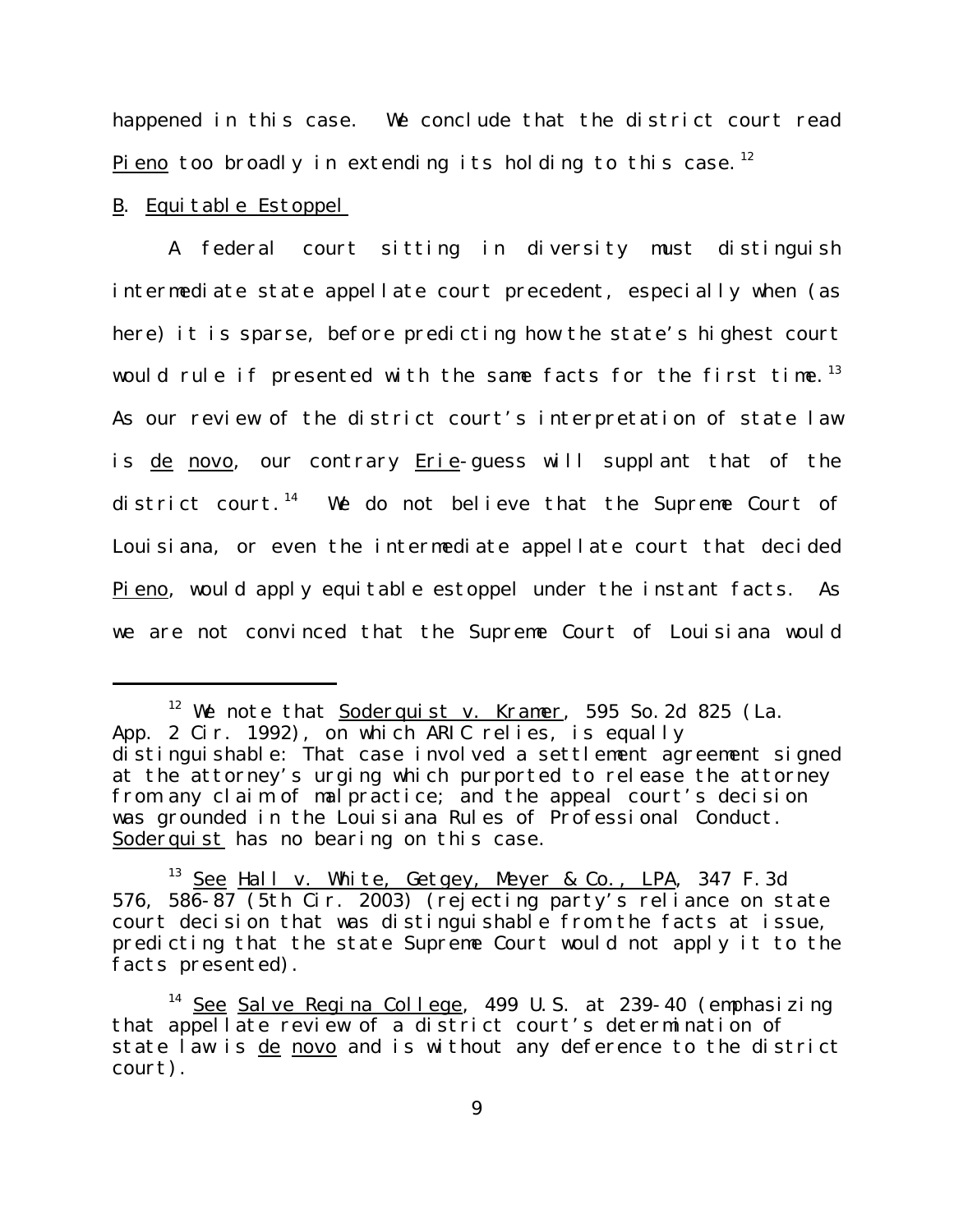happened in this case. We conclude that the district court read Pieno too broadly in extending its holding to this case.[12]

B. Equitable Estoppel

A federal court sitting in diversity must distinguish intermediate state appellate court precedent, especially when (as here) it is sparse, before predicting how the state's highest court would rule if presented with the same facts for the first time.[13] As our review of the district court's interpretation of state law is de novo, our contrary Erie-guess will supplant that of the district court.[14] We do not believe that the Supreme Court of Louisiana, or even the intermediate appellate court that decided Pieno, would apply equitable estoppel under the instant facts. As we are not convinced that the Supreme Court of Louisiana would

---

[12] We note that Soderquist v. Kramer, 595 So.2d 825 (La. App. 2 Cir. 1992), on which ARIC relies, is equally distinguishable: That case involved a settlement agreement signed at the attorney's urging which purported to release the attorney from any claim of malpractice; and the appeal court's decision was grounded in the Louisiana Rules of Professional Conduct. Soderquist has no bearing on this case.

[13] See Hall v. White, Getgey, Meyer & Co., LPA, 347 F.3d 576, 586-87 (5th Cir. 2003) (rejecting party's reliance on state court decision that was distinguishable from the facts at issue, predicting that the state Supreme Court would not apply it to the facts presented).

[14] See Salve Regina College, 499 U.S. at 239-40 (emphasizing that appellate review of a district court's determination of state law is de novo and is without any deference to the district court).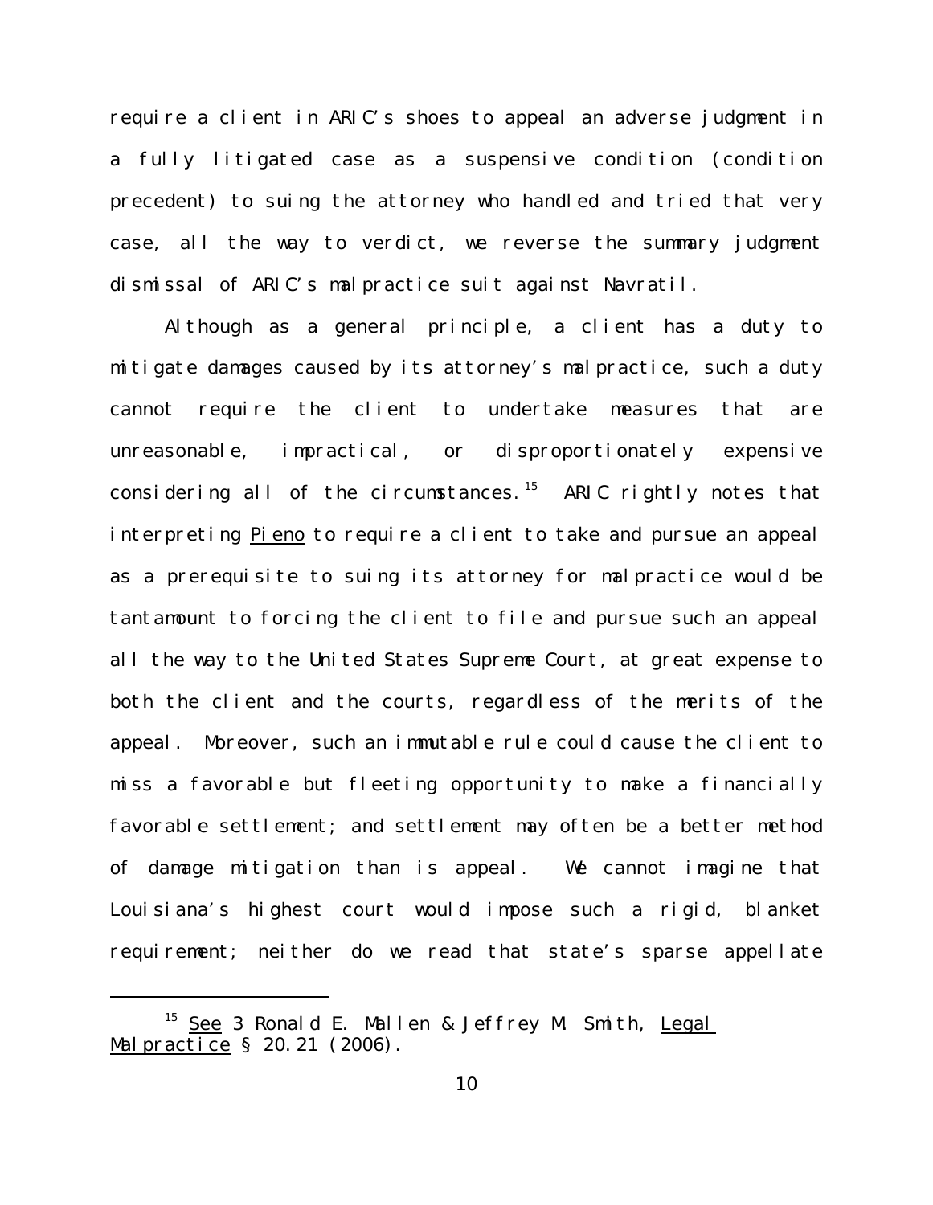require a client in ARIC's shoes to appeal an adverse judgment in a fully litigated case as a suspensive condition (condition precedent) to suing the attorney who handled and tried that very case, all the way to verdict, we reverse the summary judgment dismissal of ARIC's malpractice suit against Navratil.

Although as a general principle, a client has a duty to mitigate damages caused by its attorney's malpractice, such a duty cannot require the client to undertake measures that are unreasonable, impractical, or disproportionately expensive considering all of the circumstances.[15] ARIC rightly notes that interpreting Pieno to require a client to take and pursue an appeal as a prerequisite to suing its attorney for malpractice would be tantamount to forcing the client to file and pursue such an appeal all the way to the United States Supreme Court, at great expense to both the client and the courts, regardless of the merits of the appeal. Moreover, such an immutable rule could cause the client to miss a favorable but fleeting opportunity to make a financially favorable settlement; and settlement may often be a better method of damage mitigation than is appeal. We cannot imagine that Louisiana's highest court would impose such a rigid, blanket requirement; neither do we read that state's sparse appellate

---

[15] See 3 Ronald E. Mallen & Jeffrey M. Smith, Legal Malpractice § 20.21 (2006).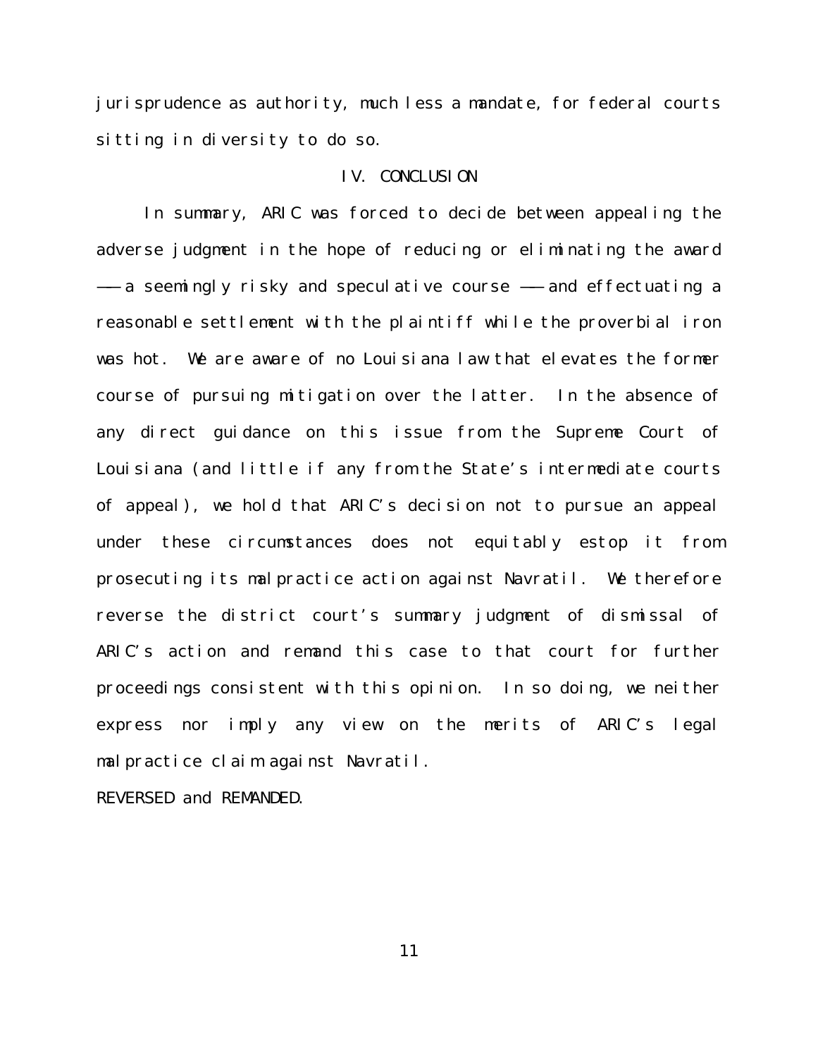jurisprudence as authority, much less a mandate, for federal courts sitting in diversity to do so.

## IV. CONCLUSION

In summary, ARIC was forced to decide between appealing the adverse judgment in the hope of reducing or eliminating the award —— a seemingly risky and speculative course —— and effectuating a reasonable settlement with the plaintiff while the proverbial iron was hot. We are aware of no Louisiana law that elevates the former course of pursuing mitigation over the latter. In the absence of any direct guidance on this issue from the Supreme Court of Louisiana (and little if any from the State's intermediate courts of appeal), we hold that ARIC's decision not to pursue an appeal under these circumstances does not equitably estop it from prosecuting its malpractice action against Navratil. We therefore reverse the district court's summary judgment of dismissal of ARIC's action and remand this case to that court for further proceedings consistent with this opinion. In so doing, we neither express nor imply any view on the merits of ARIC's legal malpractice claim against Navratil.

REVERSED and REMANDED.